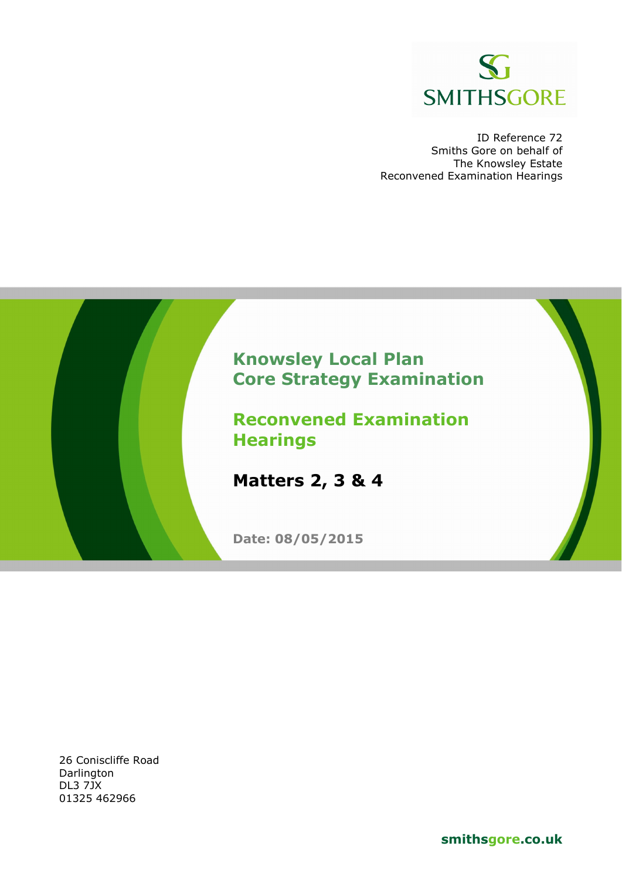SMITHSGORE

ID Reference 72
Smiths Gore on behalf of
The Knowsley Estate
Reconvened Examination Hearings

# Knowsley Local Plan Core Strategy Examination

## Reconvened Examination Hearings

## Matters 2, 3 & 4

**Date: 08/05/2015**

26 Coniscliffe Road
Darlington
DL3 7JX
01325 462966

**smithsgore.co.uk**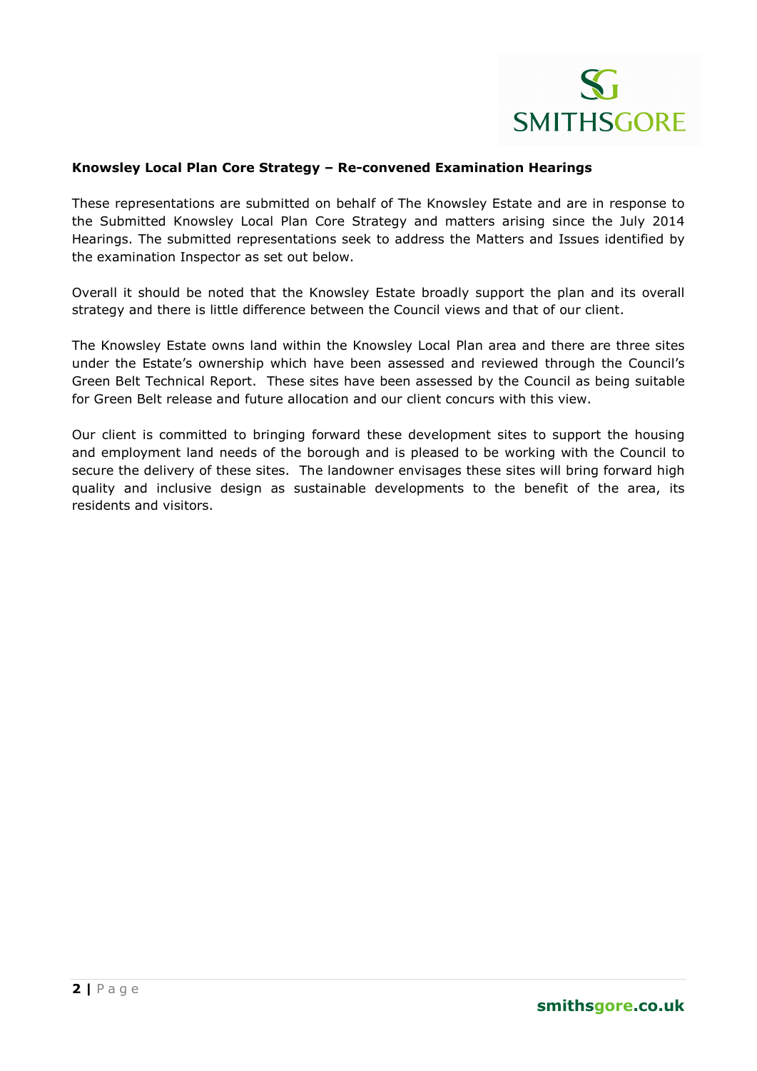**Knowsley Local Plan Core Strategy – Re-convened Examination Hearings**

These representations are submitted on behalf of The Knowsley Estate and are in response to the Submitted Knowsley Local Plan Core Strategy and matters arising since the July 2014 Hearings. The submitted representations seek to address the Matters and Issues identified by the examination Inspector as set out below.

Overall it should be noted that the Knowsley Estate broadly support the plan and its overall strategy and there is little difference between the Council views and that of our client.

The Knowsley Estate owns land within the Knowsley Local Plan area and there are three sites under the Estate's ownership which have been assessed and reviewed through the Council's Green Belt Technical Report. These sites have been assessed by the Council as being suitable for Green Belt release and future allocation and our client concurs with this view.

Our client is committed to bringing forward these development sites to support the housing and employment land needs of the borough and is pleased to be working with the Council to secure the delivery of these sites. The landowner envisages these sites will bring forward high quality and inclusive design as sustainable developments to the benefit of the area, its residents and visitors.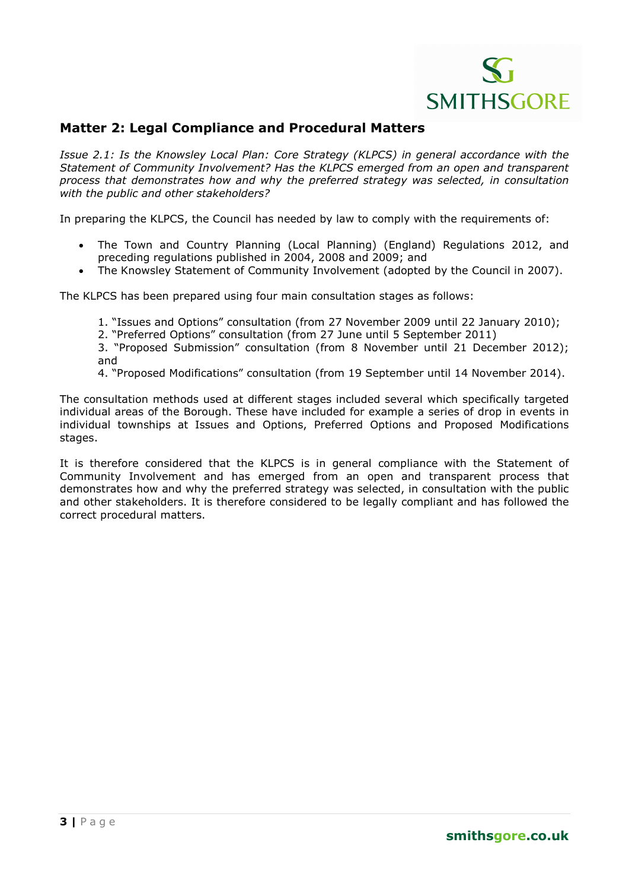## Matter 2: Legal Compliance and Procedural Matters

*Issue 2.1: Is the Knowsley Local Plan: Core Strategy (KLPCS) in general accordance with the Statement of Community Involvement? Has the KLPCS emerged from an open and transparent process that demonstrates how and why the preferred strategy was selected, in consultation with the public and other stakeholders?*

In preparing the KLPCS, the Council has needed by law to comply with the requirements of:

- The Town and Country Planning (Local Planning) (England) Regulations 2012, and preceding regulations published in 2004, 2008 and 2009; and
- The Knowsley Statement of Community Involvement (adopted by the Council in 2007).

The KLPCS has been prepared using four main consultation stages as follows:

1. "Issues and Options" consultation (from 27 November 2009 until 22 January 2010);
2. "Preferred Options" consultation (from 27 June until 5 September 2011)
3. "Proposed Submission" consultation (from 8 November until 21 December 2012); and
4. "Proposed Modifications" consultation (from 19 September until 14 November 2014).

The consultation methods used at different stages included several which specifically targeted individual areas of the Borough. These have included for example a series of drop in events in individual townships at Issues and Options, Preferred Options and Proposed Modifications stages.

It is therefore considered that the KLPCS is in general compliance with the Statement of Community Involvement and has emerged from an open and transparent process that demonstrates how and why the preferred strategy was selected, in consultation with the public and other stakeholders. It is therefore considered to be legally compliant and has followed the correct procedural matters.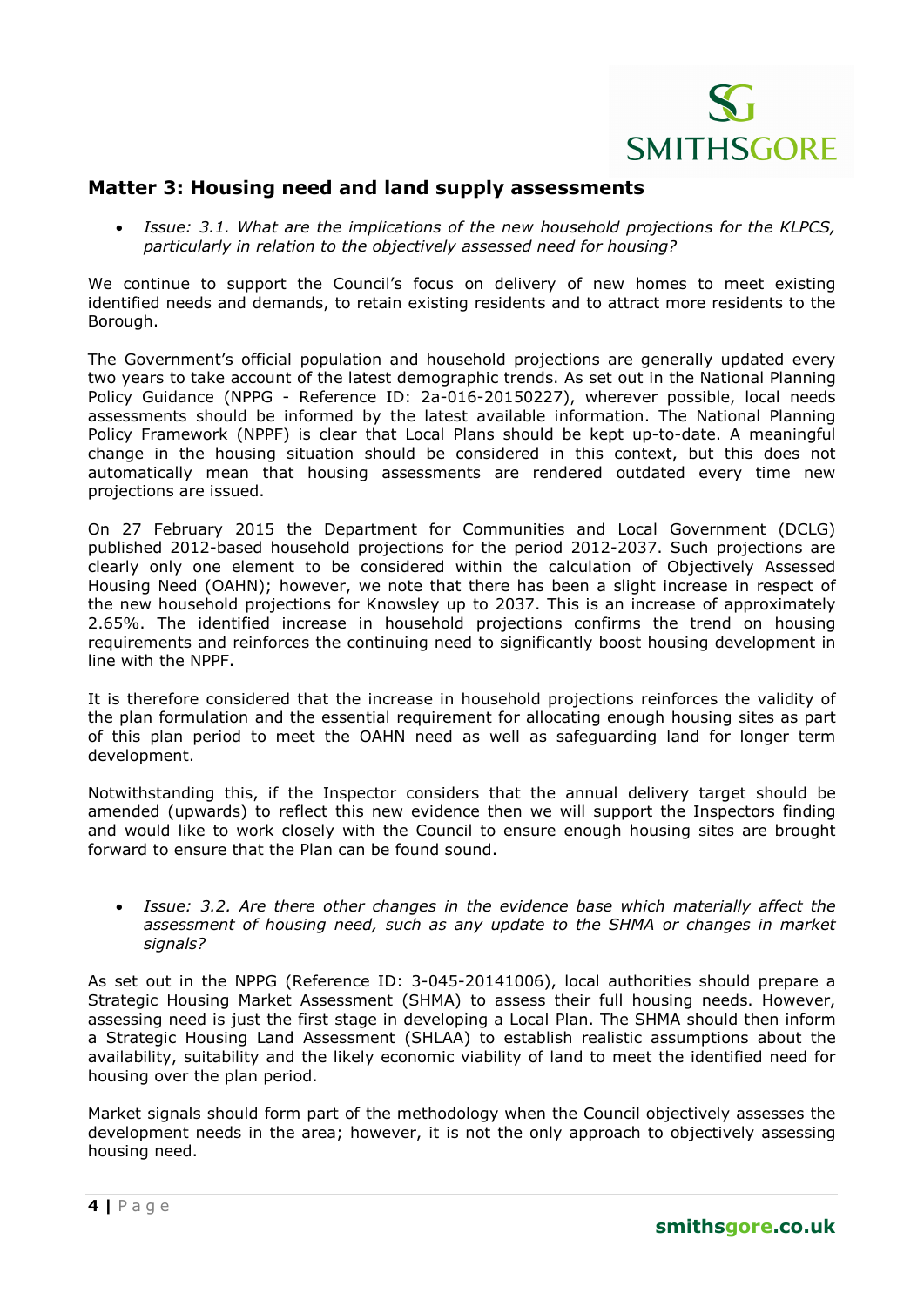## Matter 3: Housing need and land supply assessments

- *Issue: 3.1. What are the implications of the new household projections for the KLPCS, particularly in relation to the objectively assessed need for housing?*

We continue to support the Council's focus on delivery of new homes to meet existing identified needs and demands, to retain existing residents and to attract more residents to the Borough.

The Government's official population and household projections are generally updated every two years to take account of the latest demographic trends. As set out in the National Planning Policy Guidance (NPPG - Reference ID: 2a-016-20150227), wherever possible, local needs assessments should be informed by the latest available information. The National Planning Policy Framework (NPPF) is clear that Local Plans should be kept up-to-date. A meaningful change in the housing situation should be considered in this context, but this does not automatically mean that housing assessments are rendered outdated every time new projections are issued.

On 27 February 2015 the Department for Communities and Local Government (DCLG) published 2012-based household projections for the period 2012-2037. Such projections are clearly only one element to be considered within the calculation of Objectively Assessed Housing Need (OAHN); however, we note that there has been a slight increase in respect of the new household projections for Knowsley up to 2037. This is an increase of approximately 2.65%. The identified increase in household projections confirms the trend on housing requirements and reinforces the continuing need to significantly boost housing development in line with the NPPF.

It is therefore considered that the increase in household projections reinforces the validity of the plan formulation and the essential requirement for allocating enough housing sites as part of this plan period to meet the OAHN need as well as safeguarding land for longer term development.

Notwithstanding this, if the Inspector considers that the annual delivery target should be amended (upwards) to reflect this new evidence then we will support the Inspectors finding and would like to work closely with the Council to ensure enough housing sites are brought forward to ensure that the Plan can be found sound.

- *Issue: 3.2. Are there other changes in the evidence base which materially affect the assessment of housing need, such as any update to the SHMA or changes in market signals?*

As set out in the NPPG (Reference ID: 3-045-20141006), local authorities should prepare a Strategic Housing Market Assessment (SHMA) to assess their full housing needs. However, assessing need is just the first stage in developing a Local Plan. The SHMA should then inform a Strategic Housing Land Assessment (SHLAA) to establish realistic assumptions about the availability, suitability and the likely economic viability of land to meet the identified need for housing over the plan period.

Market signals should form part of the methodology when the Council objectively assesses the development needs in the area; however, it is not the only approach to objectively assessing housing need.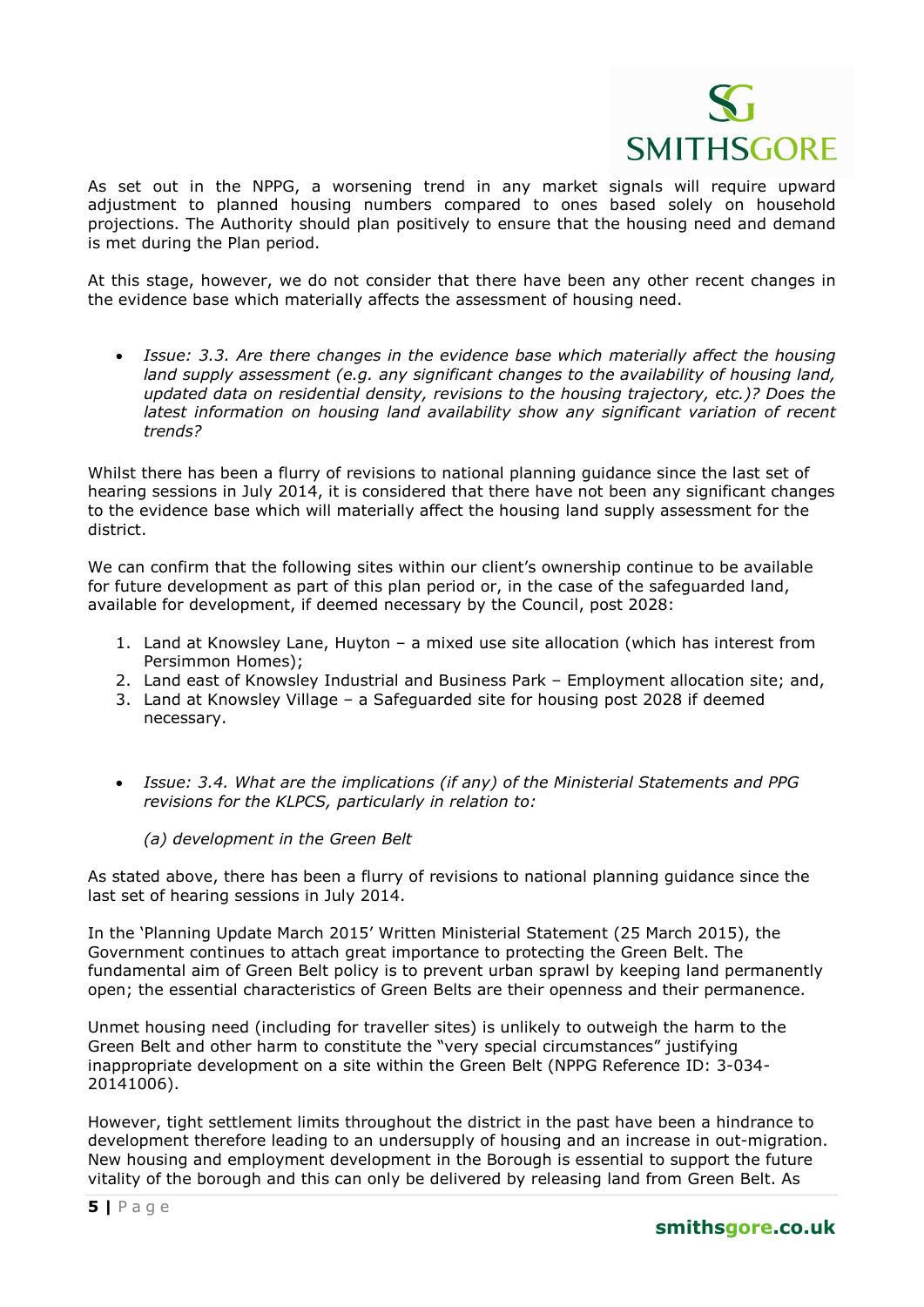As set out in the NPPG, a worsening trend in any market signals will require upward adjustment to planned housing numbers compared to ones based solely on household projections. The Authority should plan positively to ensure that the housing need and demand is met during the Plan period.

At this stage, however, we do not consider that there have been any other recent changes in the evidence base which materially affects the assessment of housing need.

- *Issue: 3.3. Are there changes in the evidence base which materially affect the housing land supply assessment (e.g. any significant changes to the availability of housing land, updated data on residential density, revisions to the housing trajectory, etc.)? Does the latest information on housing land availability show any significant variation of recent trends?*

Whilst there has been a flurry of revisions to national planning guidance since the last set of hearing sessions in July 2014, it is considered that there have not been any significant changes to the evidence base which will materially affect the housing land supply assessment for the district.

We can confirm that the following sites within our client's ownership continue to be available for future development as part of this plan period or, in the case of the safeguarded land, available for development, if deemed necessary by the Council, post 2028:

1. Land at Knowsley Lane, Huyton – a mixed use site allocation (which has interest from Persimmon Homes);
2. Land east of Knowsley Industrial and Business Park – Employment allocation site; and,
3. Land at Knowsley Village – a Safeguarded site for housing post 2028 if deemed necessary.

- *Issue: 3.4. What are the implications (if any) of the Ministerial Statements and PPG revisions for the KLPCS, particularly in relation to:*

  *(a) development in the Green Belt*

As stated above, there has been a flurry of revisions to national planning guidance since the last set of hearing sessions in July 2014.

In the 'Planning Update March 2015' Written Ministerial Statement (25 March 2015), the Government continues to attach great importance to protecting the Green Belt. The fundamental aim of Green Belt policy is to prevent urban sprawl by keeping land permanently open; the essential characteristics of Green Belts are their openness and their permanence.

Unmet housing need (including for traveller sites) is unlikely to outweigh the harm to the Green Belt and other harm to constitute the "very special circumstances" justifying inappropriate development on a site within the Green Belt (NPPG Reference ID: 3-034-20141006).

However, tight settlement limits throughout the district in the past have been a hindrance to development therefore leading to an undersupply of housing and an increase in out-migration. New housing and employment development in the Borough is essential to support the future vitality of the borough and this can only be delivered by releasing land from Green Belt. As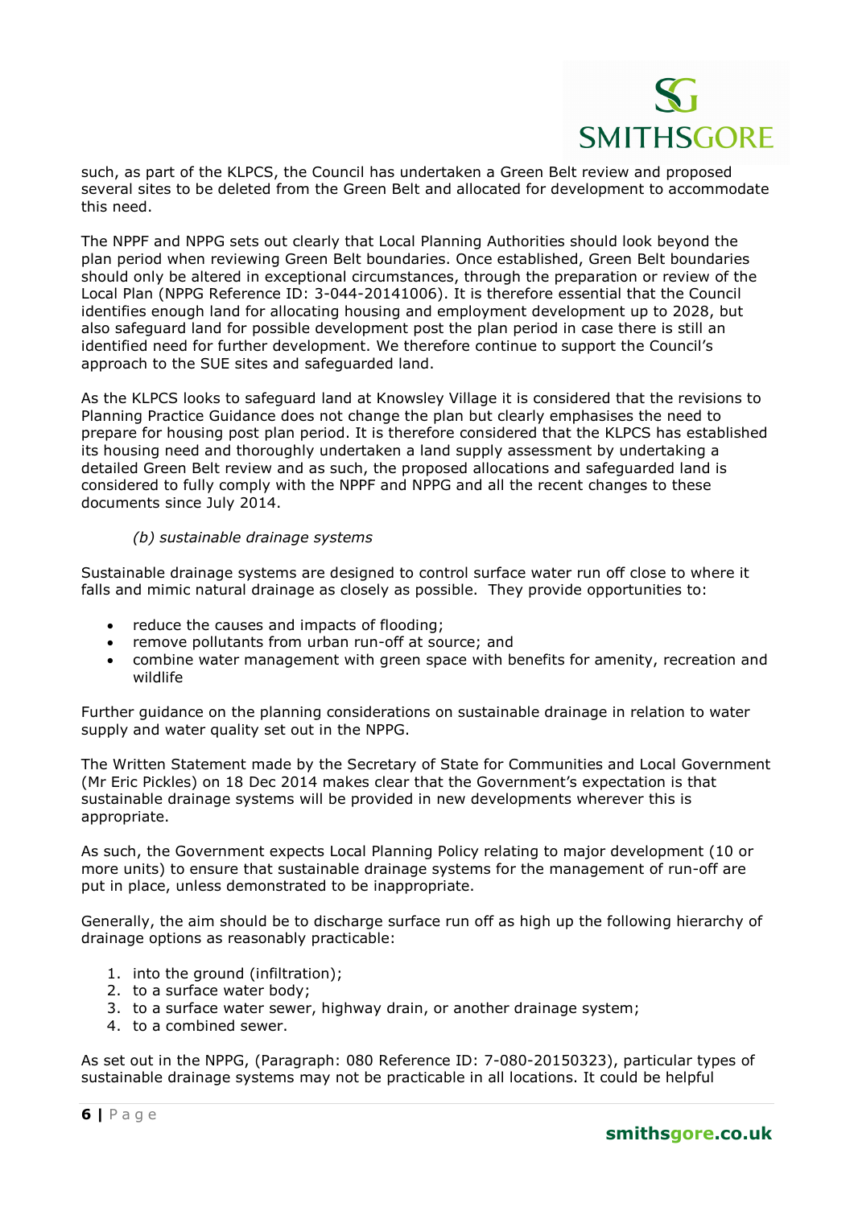such, as part of the KLPCS, the Council has undertaken a Green Belt review and proposed several sites to be deleted from the Green Belt and allocated for development to accommodate this need.

The NPPF and NPPG sets out clearly that Local Planning Authorities should look beyond the plan period when reviewing Green Belt boundaries. Once established, Green Belt boundaries should only be altered in exceptional circumstances, through the preparation or review of the Local Plan (NPPG Reference ID: 3-044-20141006). It is therefore essential that the Council identifies enough land for allocating housing and employment development up to 2028, but also safeguard land for possible development post the plan period in case there is still an identified need for further development. We therefore continue to support the Council's approach to the SUE sites and safeguarded land.

As the KLPCS looks to safeguard land at Knowsley Village it is considered that the revisions to Planning Practice Guidance does not change the plan but clearly emphasises the need to prepare for housing post plan period. It is therefore considered that the KLPCS has established its housing need and thoroughly undertaken a land supply assessment by undertaking a detailed Green Belt review and as such, the proposed allocations and safeguarded land is considered to fully comply with the NPPF and NPPG and all the recent changes to these documents since July 2014.

*(b) sustainable drainage systems*

Sustainable drainage systems are designed to control surface water run off close to where it falls and mimic natural drainage as closely as possible. They provide opportunities to:

- reduce the causes and impacts of flooding;
- remove pollutants from urban run-off at source; and
- combine water management with green space with benefits for amenity, recreation and wildlife

Further guidance on the planning considerations on sustainable drainage in relation to water supply and water quality set out in the NPPG.

The Written Statement made by the Secretary of State for Communities and Local Government (Mr Eric Pickles) on 18 Dec 2014 makes clear that the Government's expectation is that sustainable drainage systems will be provided in new developments wherever this is appropriate.

As such, the Government expects Local Planning Policy relating to major development (10 or more units) to ensure that sustainable drainage systems for the management of run-off are put in place, unless demonstrated to be inappropriate.

Generally, the aim should be to discharge surface run off as high up the following hierarchy of drainage options as reasonably practicable:

1. into the ground (infiltration);
2. to a surface water body;
3. to a surface water sewer, highway drain, or another drainage system;
4. to a combined sewer.

As set out in the NPPG, (Paragraph: 080 Reference ID: 7-080-20150323), particular types of sustainable drainage systems may not be practicable in all locations. It could be helpful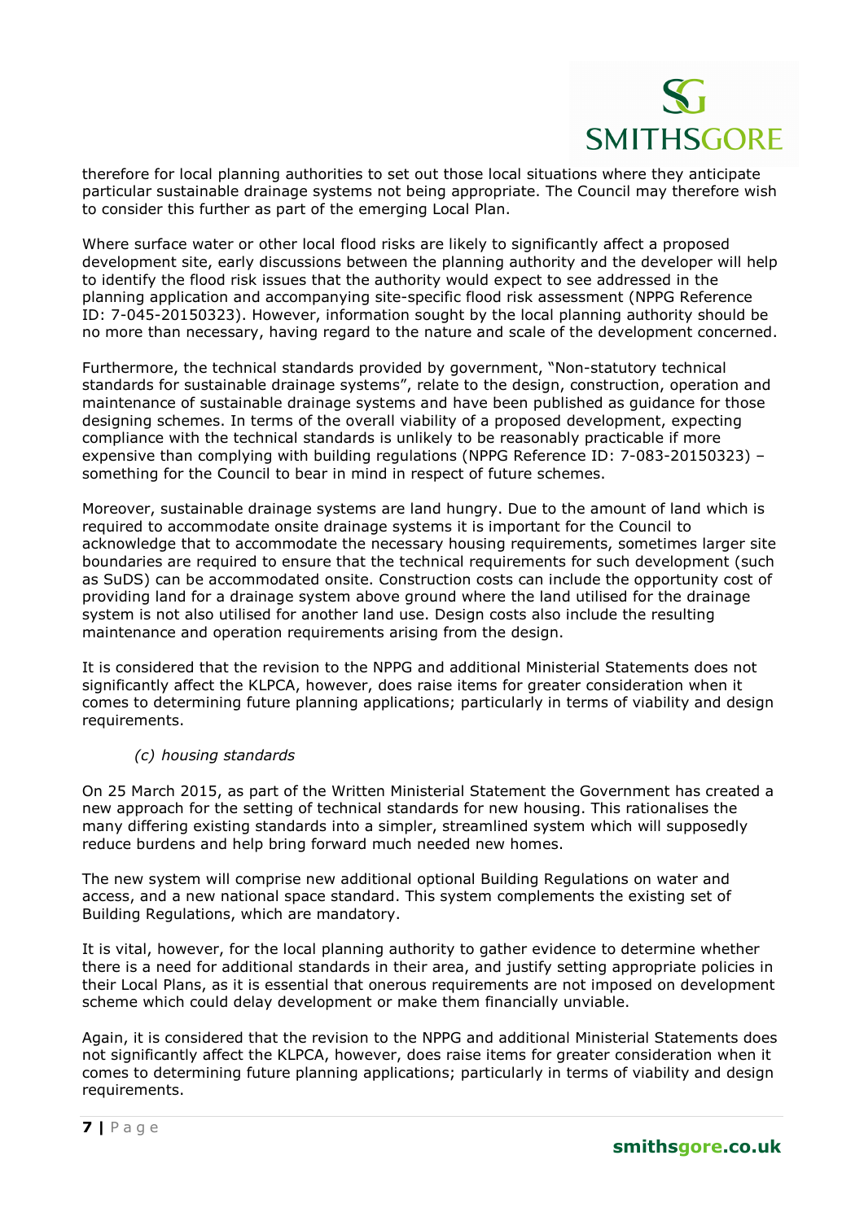therefore for local planning authorities to set out those local situations where they anticipate particular sustainable drainage systems not being appropriate. The Council may therefore wish to consider this further as part of the emerging Local Plan.

Where surface water or other local flood risks are likely to significantly affect a proposed development site, early discussions between the planning authority and the developer will help to identify the flood risk issues that the authority would expect to see addressed in the planning application and accompanying site-specific flood risk assessment (NPPG Reference ID: 7-045-20150323). However, information sought by the local planning authority should be no more than necessary, having regard to the nature and scale of the development concerned.

Furthermore, the technical standards provided by government, "Non-statutory technical standards for sustainable drainage systems", relate to the design, construction, operation and maintenance of sustainable drainage systems and have been published as guidance for those designing schemes. In terms of the overall viability of a proposed development, expecting compliance with the technical standards is unlikely to be reasonably practicable if more expensive than complying with building regulations (NPPG Reference ID: 7-083-20150323) – something for the Council to bear in mind in respect of future schemes.

Moreover, sustainable drainage systems are land hungry. Due to the amount of land which is required to accommodate onsite drainage systems it is important for the Council to acknowledge that to accommodate the necessary housing requirements, sometimes larger site boundaries are required to ensure that the technical requirements for such development (such as SuDS) can be accommodated onsite. Construction costs can include the opportunity cost of providing land for a drainage system above ground where the land utilised for the drainage system is not also utilised for another land use. Design costs also include the resulting maintenance and operation requirements arising from the design.

It is considered that the revision to the NPPG and additional Ministerial Statements does not significantly affect the KLPCA, however, does raise items for greater consideration when it comes to determining future planning applications; particularly in terms of viability and design requirements.

*(c) housing standards*

On 25 March 2015, as part of the Written Ministerial Statement the Government has created a new approach for the setting of technical standards for new housing. This rationalises the many differing existing standards into a simpler, streamlined system which will supposedly reduce burdens and help bring forward much needed new homes.

The new system will comprise new additional optional Building Regulations on water and access, and a new national space standard. This system complements the existing set of Building Regulations, which are mandatory.

It is vital, however, for the local planning authority to gather evidence to determine whether there is a need for additional standards in their area, and justify setting appropriate policies in their Local Plans, as it is essential that onerous requirements are not imposed on development scheme which could delay development or make them financially unviable.

Again, it is considered that the revision to the NPPG and additional Ministerial Statements does not significantly affect the KLPCA, however, does raise items for greater consideration when it comes to determining future planning applications; particularly in terms of viability and design requirements.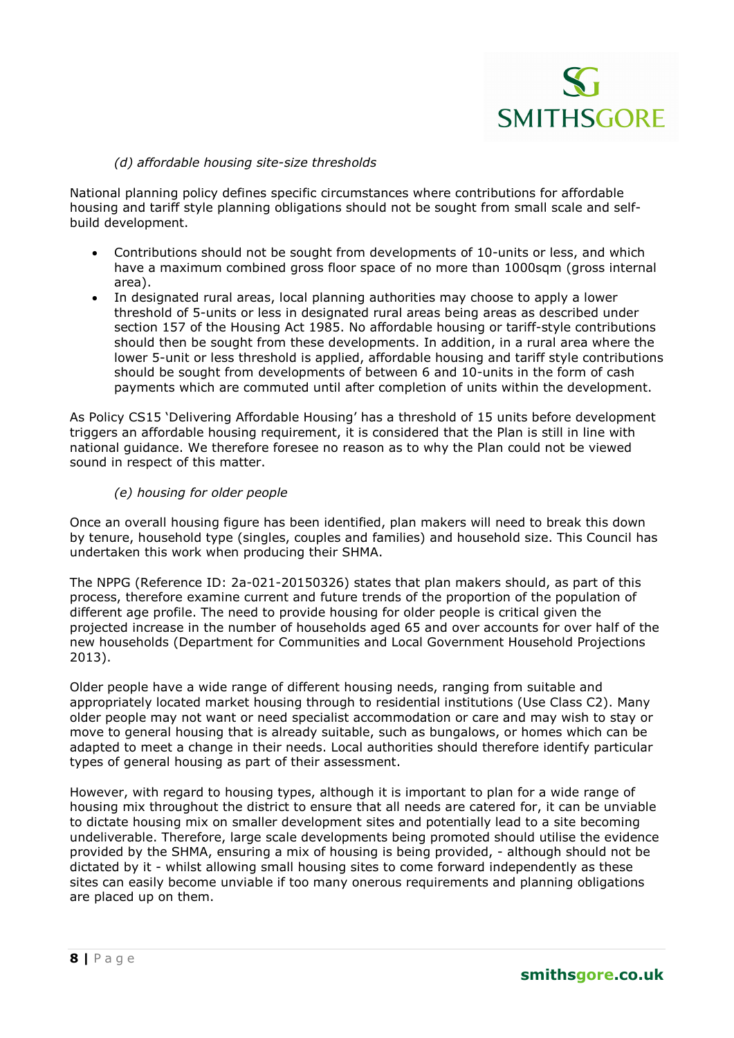*(d) affordable housing site-size thresholds*

National planning policy defines specific circumstances where contributions for affordable housing and tariff style planning obligations should not be sought from small scale and self-build development.

- Contributions should not be sought from developments of 10-units or less, and which have a maximum combined gross floor space of no more than 1000sqm (gross internal area).
- In designated rural areas, local planning authorities may choose to apply a lower threshold of 5-units or less in designated rural areas being areas as described under section 157 of the Housing Act 1985. No affordable housing or tariff-style contributions should then be sought from these developments. In addition, in a rural area where the lower 5-unit or less threshold is applied, affordable housing and tariff style contributions should be sought from developments of between 6 and 10-units in the form of cash payments which are commuted until after completion of units within the development.

As Policy CS15 'Delivering Affordable Housing' has a threshold of 15 units before development triggers an affordable housing requirement, it is considered that the Plan is still in line with national guidance. We therefore foresee no reason as to why the Plan could not be viewed sound in respect of this matter.

*(e) housing for older people*

Once an overall housing figure has been identified, plan makers will need to break this down by tenure, household type (singles, couples and families) and household size. This Council has undertaken this work when producing their SHMA.

The NPPG (Reference ID: 2a-021-20150326) states that plan makers should, as part of this process, therefore examine current and future trends of the proportion of the population of different age profile. The need to provide housing for older people is critical given the projected increase in the number of households aged 65 and over accounts for over half of the new households (Department for Communities and Local Government Household Projections 2013).

Older people have a wide range of different housing needs, ranging from suitable and appropriately located market housing through to residential institutions (Use Class C2). Many older people may not want or need specialist accommodation or care and may wish to stay or move to general housing that is already suitable, such as bungalows, or homes which can be adapted to meet a change in their needs. Local authorities should therefore identify particular types of general housing as part of their assessment.

However, with regard to housing types, although it is important to plan for a wide range of housing mix throughout the district to ensure that all needs are catered for, it can be unviable to dictate housing mix on smaller development sites and potentially lead to a site becoming undeliverable. Therefore, large scale developments being promoted should utilise the evidence provided by the SHMA, ensuring a mix of housing is being provided, - although should not be dictated by it - whilst allowing small housing sites to come forward independently as these sites can easily become unviable if too many onerous requirements and planning obligations are placed up on them.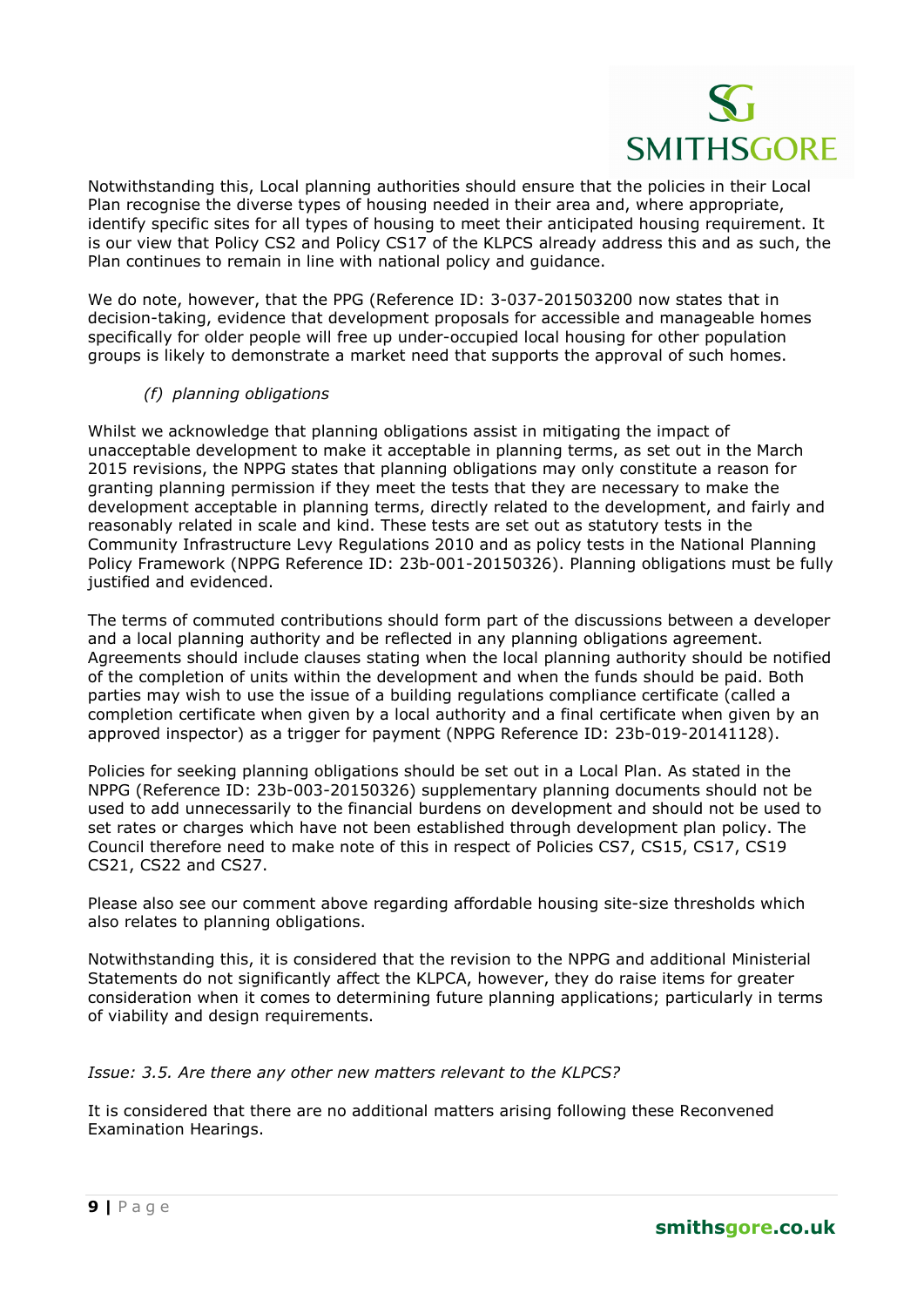Notwithstanding this, Local planning authorities should ensure that the policies in their Local Plan recognise the diverse types of housing needed in their area and, where appropriate, identify specific sites for all types of housing to meet their anticipated housing requirement. It is our view that Policy CS2 and Policy CS17 of the KLPCS already address this and as such, the Plan continues to remain in line with national policy and guidance.

We do note, however, that the PPG (Reference ID: 3-037-201503200 now states that in decision-taking, evidence that development proposals for accessible and manageable homes specifically for older people will free up under-occupied local housing for other population groups is likely to demonstrate a market need that supports the approval of such homes.

*(f) planning obligations*

Whilst we acknowledge that planning obligations assist in mitigating the impact of unacceptable development to make it acceptable in planning terms, as set out in the March 2015 revisions, the NPPG states that planning obligations may only constitute a reason for granting planning permission if they meet the tests that they are necessary to make the development acceptable in planning terms, directly related to the development, and fairly and reasonably related in scale and kind. These tests are set out as statutory tests in the Community Infrastructure Levy Regulations 2010 and as policy tests in the National Planning Policy Framework (NPPG Reference ID: 23b-001-20150326). Planning obligations must be fully justified and evidenced.

The terms of commuted contributions should form part of the discussions between a developer and a local planning authority and be reflected in any planning obligations agreement. Agreements should include clauses stating when the local planning authority should be notified of the completion of units within the development and when the funds should be paid. Both parties may wish to use the issue of a building regulations compliance certificate (called a completion certificate when given by a local authority and a final certificate when given by an approved inspector) as a trigger for payment (NPPG Reference ID: 23b-019-20141128).

Policies for seeking planning obligations should be set out in a Local Plan. As stated in the NPPG (Reference ID: 23b-003-20150326) supplementary planning documents should not be used to add unnecessarily to the financial burdens on development and should not be used to set rates or charges which have not been established through development plan policy. The Council therefore need to make note of this in respect of Policies CS7, CS15, CS17, CS19 CS21, CS22 and CS27.

Please also see our comment above regarding affordable housing site-size thresholds which also relates to planning obligations.

Notwithstanding this, it is considered that the revision to the NPPG and additional Ministerial Statements do not significantly affect the KLPCA, however, they do raise items for greater consideration when it comes to determining future planning applications; particularly in terms of viability and design requirements.

*Issue: 3.5. Are there any other new matters relevant to the KLPCS?*

It is considered that there are no additional matters arising following these Reconvened Examination Hearings.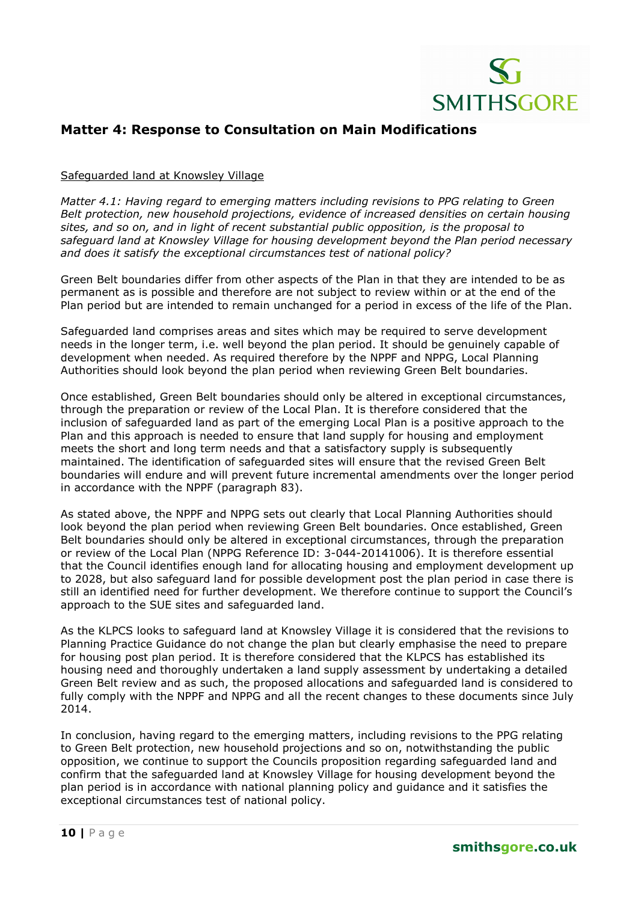## Matter 4: Response to Consultation on Main Modifications

<u>Safeguarded land at Knowsley Village</u>

*Matter 4.1: Having regard to emerging matters including revisions to PPG relating to Green Belt protection, new household projections, evidence of increased densities on certain housing sites, and so on, and in light of recent substantial public opposition, is the proposal to safeguard land at Knowsley Village for housing development beyond the Plan period necessary and does it satisfy the exceptional circumstances test of national policy?*

Green Belt boundaries differ from other aspects of the Plan in that they are intended to be as permanent as is possible and therefore are not subject to review within or at the end of the Plan period but are intended to remain unchanged for a period in excess of the life of the Plan.

Safeguarded land comprises areas and sites which may be required to serve development needs in the longer term, i.e. well beyond the plan period. It should be genuinely capable of development when needed. As required therefore by the NPPF and NPPG, Local Planning Authorities should look beyond the plan period when reviewing Green Belt boundaries.

Once established, Green Belt boundaries should only be altered in exceptional circumstances, through the preparation or review of the Local Plan. It is therefore considered that the inclusion of safeguarded land as part of the emerging Local Plan is a positive approach to the Plan and this approach is needed to ensure that land supply for housing and employment meets the short and long term needs and that a satisfactory supply is subsequently maintained. The identification of safeguarded sites will ensure that the revised Green Belt boundaries will endure and will prevent future incremental amendments over the longer period in accordance with the NPPF (paragraph 83).

As stated above, the NPPF and NPPG sets out clearly that Local Planning Authorities should look beyond the plan period when reviewing Green Belt boundaries. Once established, Green Belt boundaries should only be altered in exceptional circumstances, through the preparation or review of the Local Plan (NPPG Reference ID: 3-044-20141006). It is therefore essential that the Council identifies enough land for allocating housing and employment development up to 2028, but also safeguard land for possible development post the plan period in case there is still an identified need for further development. We therefore continue to support the Council's approach to the SUE sites and safeguarded land.

As the KLPCS looks to safeguard land at Knowsley Village it is considered that the revisions to Planning Practice Guidance do not change the plan but clearly emphasise the need to prepare for housing post plan period. It is therefore considered that the KLPCS has established its housing need and thoroughly undertaken a land supply assessment by undertaking a detailed Green Belt review and as such, the proposed allocations and safeguarded land is considered to fully comply with the NPPF and NPPG and all the recent changes to these documents since July 2014.

In conclusion, having regard to the emerging matters, including revisions to the PPG relating to Green Belt protection, new household projections and so on, notwithstanding the public opposition, we continue to support the Councils proposition regarding safeguarded land and confirm that the safeguarded land at Knowsley Village for housing development beyond the plan period is in accordance with national planning policy and guidance and it satisfies the exceptional circumstances test of national policy.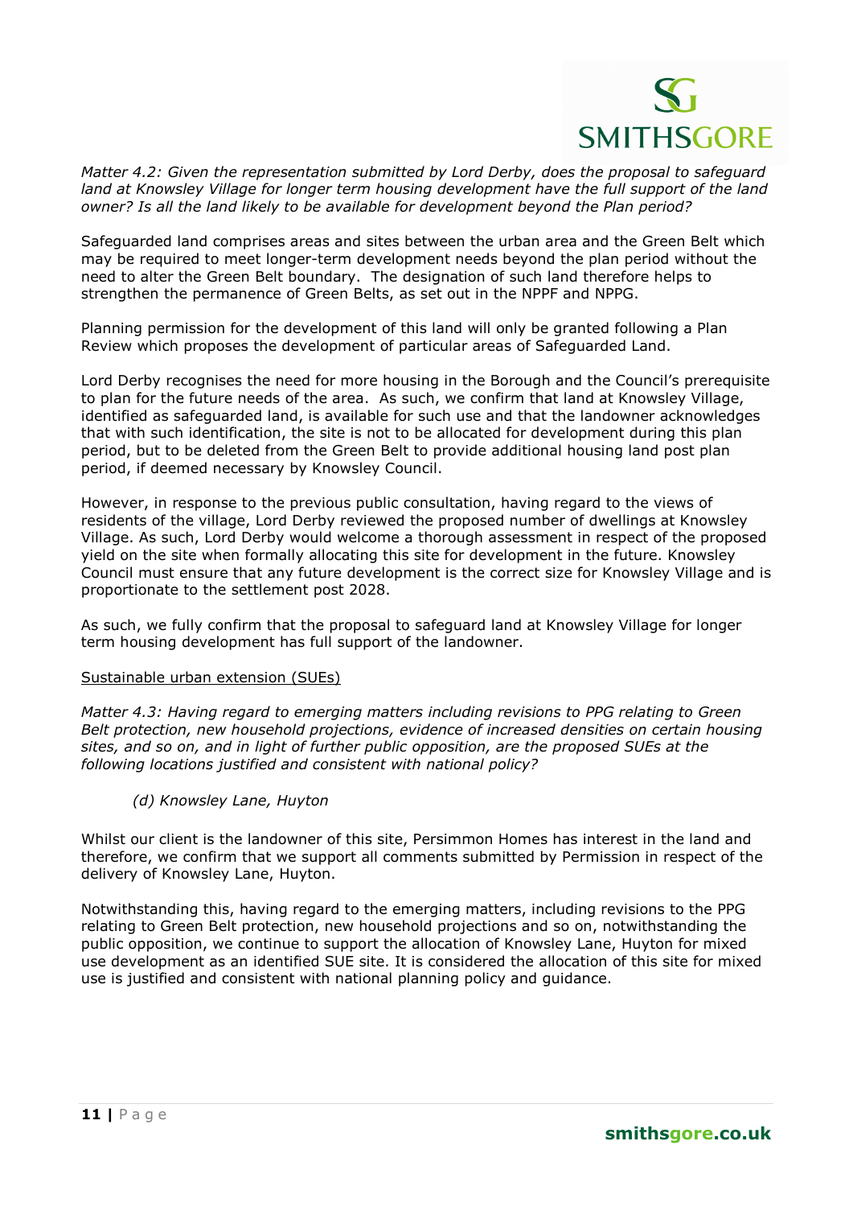*Matter 4.2: Given the representation submitted by Lord Derby, does the proposal to safeguard land at Knowsley Village for longer term housing development have the full support of the land owner? Is all the land likely to be available for development beyond the Plan period?*

Safeguarded land comprises areas and sites between the urban area and the Green Belt which may be required to meet longer-term development needs beyond the plan period without the need to alter the Green Belt boundary. The designation of such land therefore helps to strengthen the permanence of Green Belts, as set out in the NPPF and NPPG.

Planning permission for the development of this land will only be granted following a Plan Review which proposes the development of particular areas of Safeguarded Land.

Lord Derby recognises the need for more housing in the Borough and the Council's prerequisite to plan for the future needs of the area. As such, we confirm that land at Knowsley Village, identified as safeguarded land, is available for such use and that the landowner acknowledges that with such identification, the site is not to be allocated for development during this plan period, but to be deleted from the Green Belt to provide additional housing land post plan period, if deemed necessary by Knowsley Council.

However, in response to the previous public consultation, having regard to the views of residents of the village, Lord Derby reviewed the proposed number of dwellings at Knowsley Village. As such, Lord Derby would welcome a thorough assessment in respect of the proposed yield on the site when formally allocating this site for development in the future. Knowsley Council must ensure that any future development is the correct size for Knowsley Village and is proportionate to the settlement post 2028.

As such, we fully confirm that the proposal to safeguard land at Knowsley Village for longer term housing development has full support of the landowner.

<u>Sustainable urban extension (SUEs)</u>

*Matter 4.3: Having regard to emerging matters including revisions to PPG relating to Green Belt protection, new household projections, evidence of increased densities on certain housing sites, and so on, and in light of further public opposition, are the proposed SUEs at the following locations justified and consistent with national policy?*

*(d) Knowsley Lane, Huyton*

Whilst our client is the landowner of this site, Persimmon Homes has interest in the land and therefore, we confirm that we support all comments submitted by Permission in respect of the delivery of Knowsley Lane, Huyton.

Notwithstanding this, having regard to the emerging matters, including revisions to the PPG relating to Green Belt protection, new household projections and so on, notwithstanding the public opposition, we continue to support the allocation of Knowsley Lane, Huyton for mixed use development as an identified SUE site. It is considered the allocation of this site for mixed use is justified and consistent with national planning policy and guidance.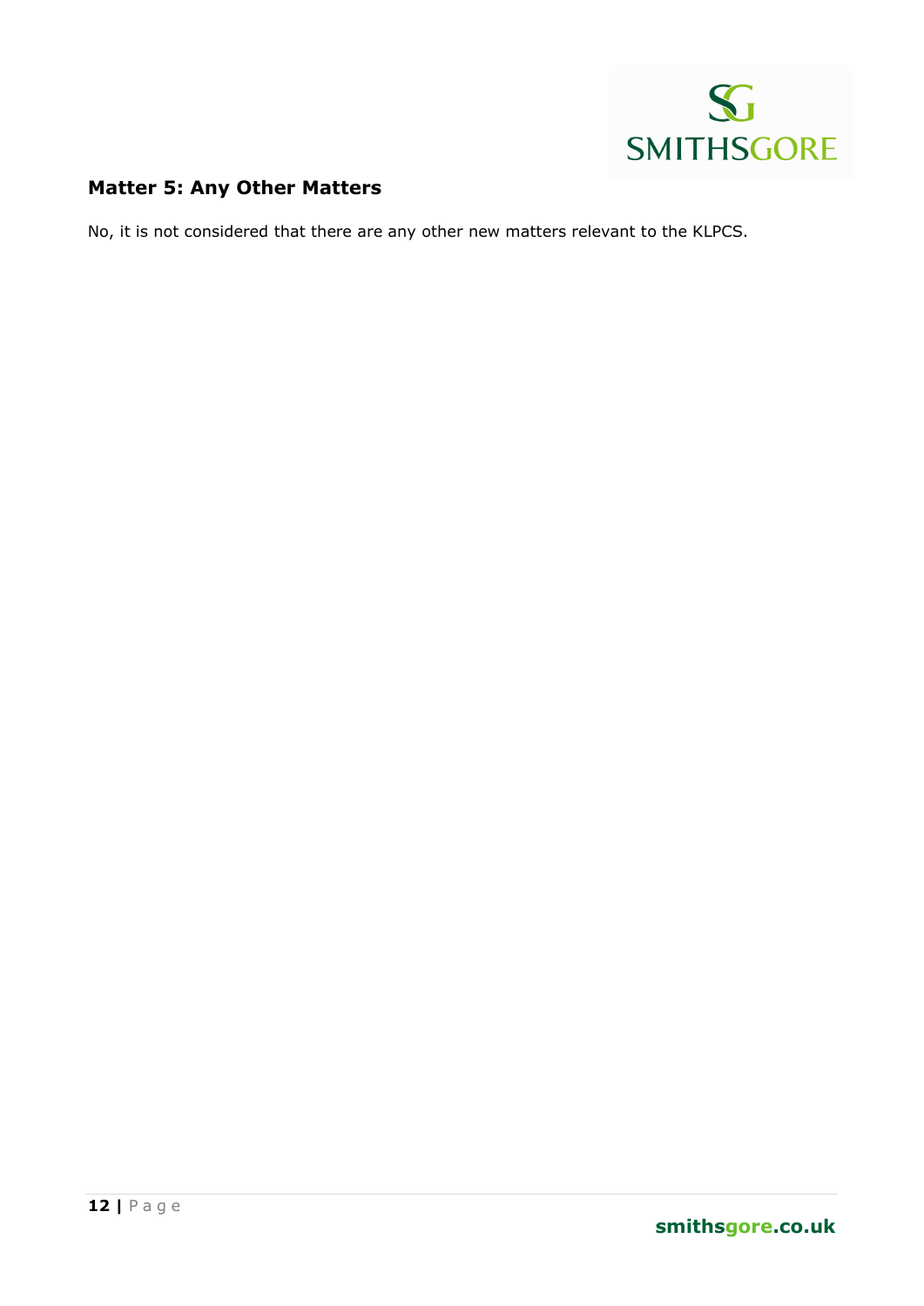## Matter 5: Any Other Matters

No, it is not considered that there are any other new matters relevant to the KLPCS.